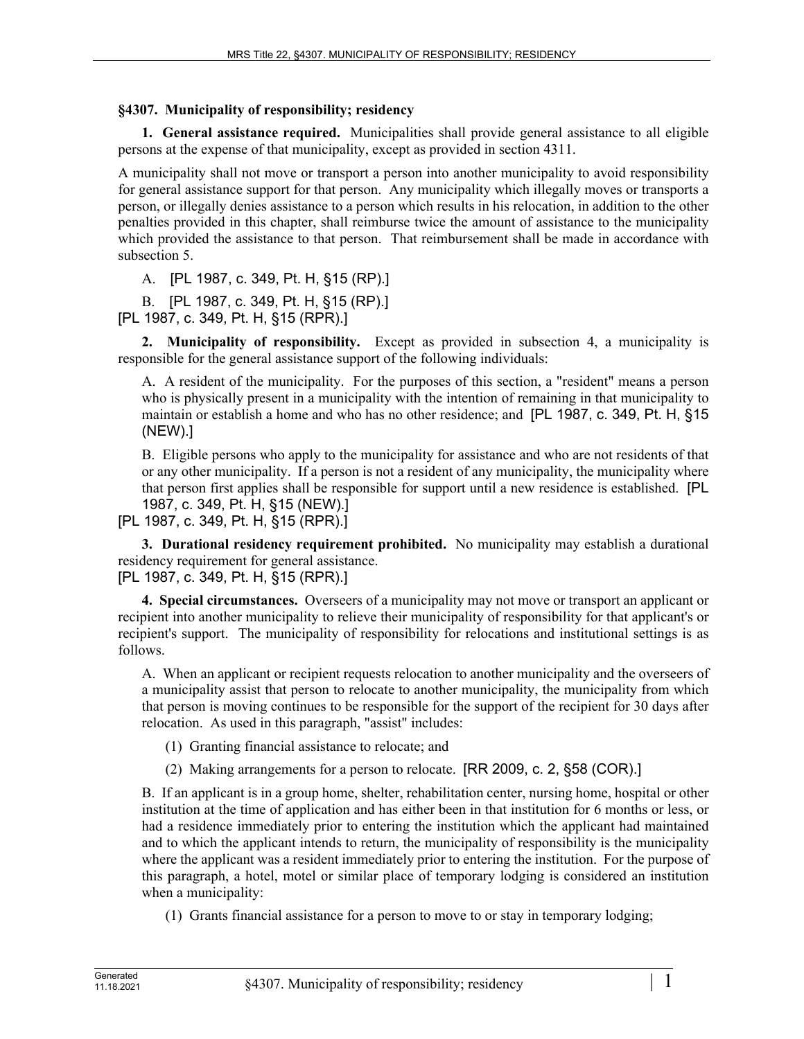### §4307. Municipality of responsibility; residency

**1. General assistance required.** Municipalities shall provide general assistance to all eligible persons at the expense of that municipality, except as provided in section 4311.

A municipality shall not move or transport a person into another municipality to avoid responsibility for general assistance support for that person. Any municipality which illegally moves or transports a person, or illegally denies assistance to a person which results in his relocation, in addition to the other penalties provided in this chapter, shall reimburse twice the amount of assistance to the municipality which provided the assistance to that person. That reimbursement shall be made in accordance with subsection 5.

A. [PL 1987, c. 349, Pt. H, §15 (RP).]

B. [PL 1987, c. 349, Pt. H, §15 (RP).]

[PL 1987, c. 349, Pt. H, §15 (RPR).]

**2. Municipality of responsibility.** Except as provided in subsection 4, a municipality is responsible for the general assistance support of the following individuals:

A. A resident of the municipality. For the purposes of this section, a "resident" means a person who is physically present in a municipality with the intention of remaining in that municipality to maintain or establish a home and who has no other residence; and [PL 1987, c. 349, Pt. H, §15 (NEW).]

B. Eligible persons who apply to the municipality for assistance and who are not residents of that or any other municipality. If a person is not a resident of any municipality, the municipality where that person first applies shall be responsible for support until a new residence is established. [PL 1987, c. 349, Pt. H, §15 (NEW).]

[PL 1987, c. 349, Pt. H, §15 (RPR).]

**3. Durational residency requirement prohibited.** No municipality may establish a durational residency requirement for general assistance.

[PL 1987, c. 349, Pt. H, §15 (RPR).]

**4. Special circumstances.** Overseers of a municipality may not move or transport an applicant or recipient into another municipality to relieve their municipality of responsibility for that applicant's or recipient's support. The municipality of responsibility for relocations and institutional settings is as follows.

A. When an applicant or recipient requests relocation to another municipality and the overseers of a municipality assist that person to relocate to another municipality, the municipality from which that person is moving continues to be responsible for the support of the recipient for 30 days after relocation. As used in this paragraph, "assist" includes:

(1) Granting financial assistance to relocate; and

(2) Making arrangements for a person to relocate. [RR 2009, c. 2, §58 (COR).]

B. If an applicant is in a group home, shelter, rehabilitation center, nursing home, hospital or other institution at the time of application and has either been in that institution for 6 months or less, or had a residence immediately prior to entering the institution which the applicant had maintained and to which the applicant intends to return, the municipality of responsibility is the municipality where the applicant was a resident immediately prior to entering the institution. For the purpose of this paragraph, a hotel, motel or similar place of temporary lodging is considered an institution when a municipality:

(1) Grants financial assistance for a person to move to or stay in temporary lodging;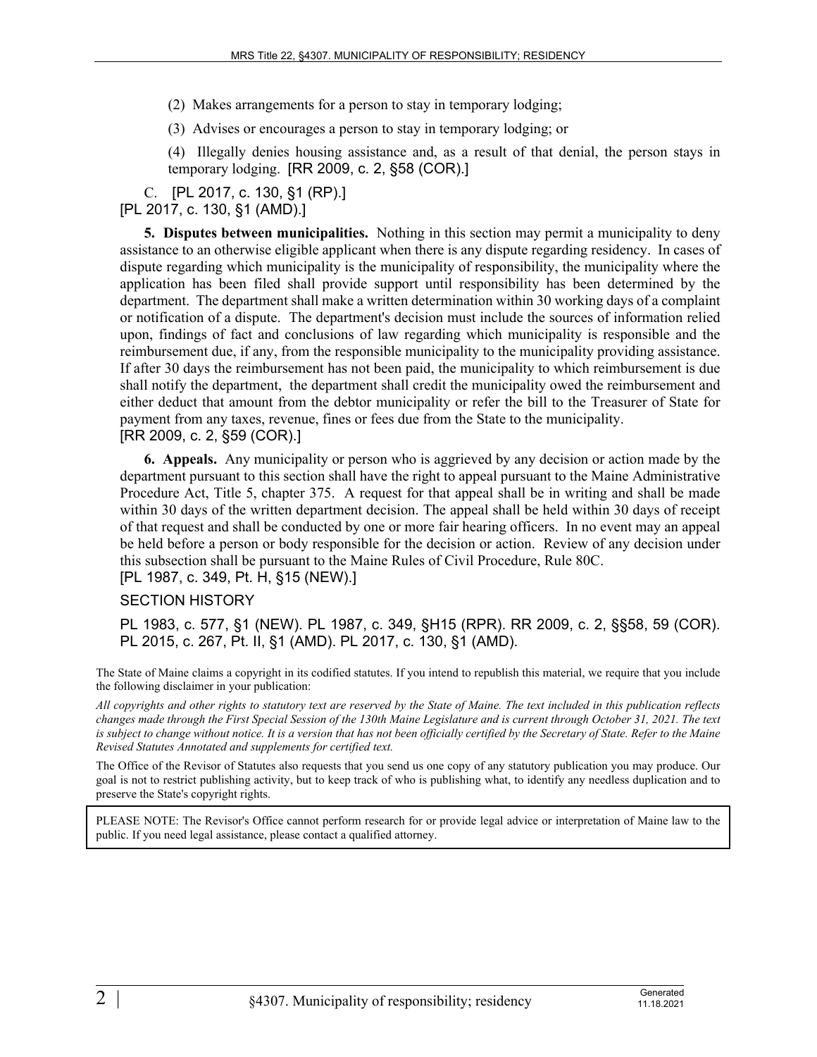(2) Makes arrangements for a person to stay in temporary lodging;

(3) Advises or encourages a person to stay in temporary lodging; or

(4) Illegally denies housing assistance and, as a result of that denial, the person stays in temporary lodging. [RR 2009, c. 2, §58 (COR).]

C. [PL 2017, c. 130, §1 (RP).]

[PL 2017, c. 130, §1 (AMD).]

**5. Disputes between municipalities.** Nothing in this section may permit a municipality to deny assistance to an otherwise eligible applicant when there is any dispute regarding residency. In cases of dispute regarding which municipality is the municipality of responsibility, the municipality where the application has been filed shall provide support until responsibility has been determined by the department. The department shall make a written determination within 30 working days of a complaint or notification of a dispute. The department's decision must include the sources of information relied upon, findings of fact and conclusions of law regarding which municipality is responsible and the reimbursement due, if any, from the responsible municipality to the municipality providing assistance. If after 30 days the reimbursement has not been paid, the municipality to which reimbursement is due shall notify the department, the department shall credit the municipality owed the reimbursement and either deduct that amount from the debtor municipality or refer the bill to the Treasurer of State for payment from any taxes, revenue, fines or fees due from the State to the municipality.

[RR 2009, c. 2, §59 (COR).]

**6. Appeals.** Any municipality or person who is aggrieved by any decision or action made by the department pursuant to this section shall have the right to appeal pursuant to the Maine Administrative Procedure Act, Title 5, chapter 375. A request for that appeal shall be in writing and shall be made within 30 days of the written department decision. The appeal shall be held within 30 days of receipt of that request and shall be conducted by one or more fair hearing officers. In no event may an appeal be held before a person or body responsible for the decision or action. Review of any decision under this subsection shall be pursuant to the Maine Rules of Civil Procedure, Rule 80C.

[PL 1987, c. 349, Pt. H, §15 (NEW).]

SECTION HISTORY

PL 1983, c. 577, §1 (NEW). PL 1987, c. 349, §H15 (RPR). RR 2009, c. 2, §§58, 59 (COR). PL 2015, c. 267, Pt. II, §1 (AMD). PL 2017, c. 130, §1 (AMD).

The State of Maine claims a copyright in its codified statutes. If you intend to republish this material, we require that you include the following disclaimer in your publication:

*All copyrights and other rights to statutory text are reserved by the State of Maine. The text included in this publication reflects changes made through the First Special Session of the 130th Maine Legislature and is current through October 31, 2021. The text is subject to change without notice. It is a version that has not been officially certified by the Secretary of State. Refer to the Maine Revised Statutes Annotated and supplements for certified text.*

The Office of the Revisor of Statutes also requests that you send us one copy of any statutory publication you may produce. Our goal is not to restrict publishing activity, but to keep track of who is publishing what, to identify any needless duplication and to preserve the State's copyright rights.

PLEASE NOTE: The Revisor's Office cannot perform research for or provide legal advice or interpretation of Maine law to the public. If you need legal assistance, please contact a qualified attorney.